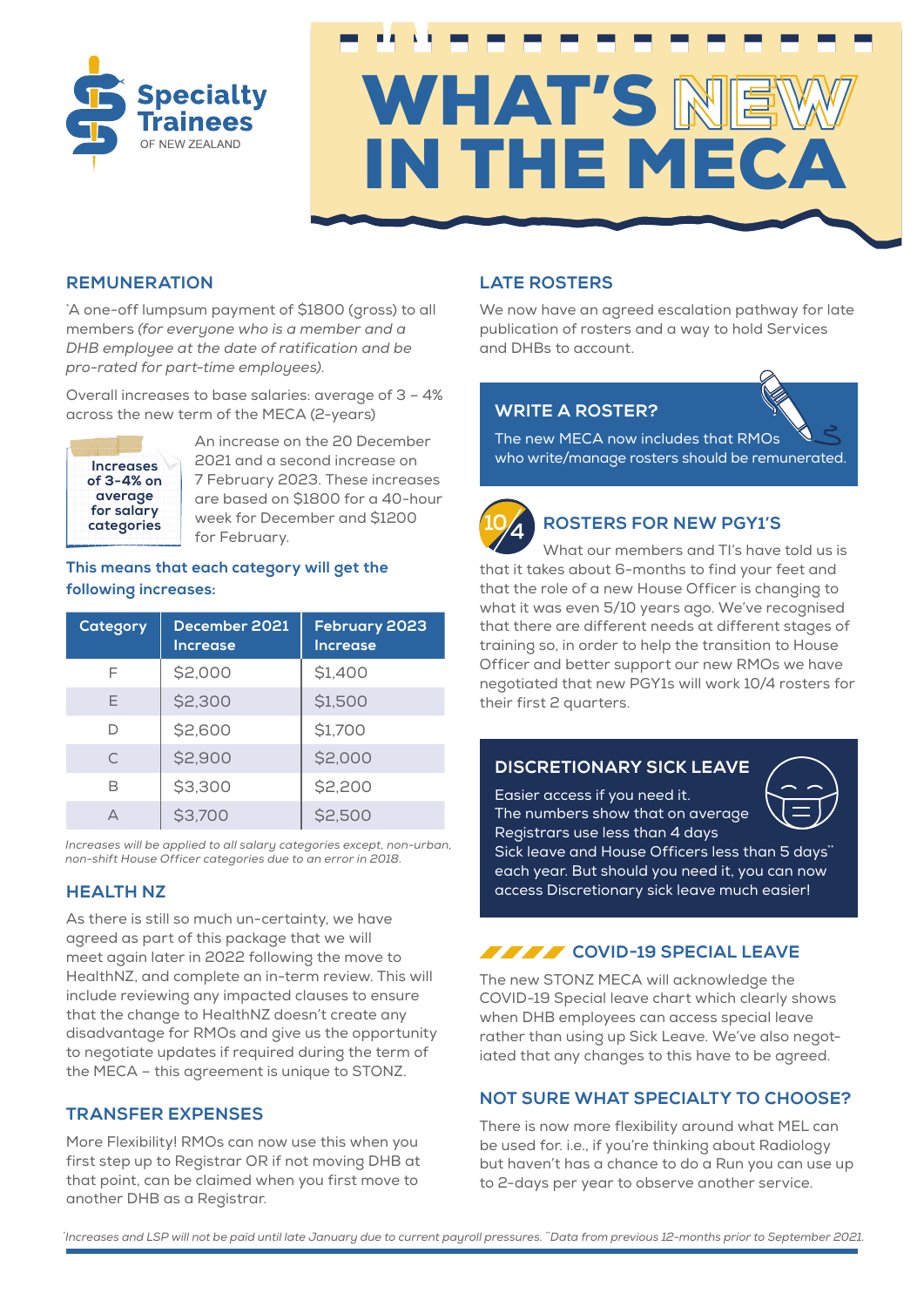Specialty Trainees OF NEW ZEALAND

# WHAT'S NEW IN THE MECA

## REMUNERATION

*A one-off lumpsum payment of $1800 (gross) to all members *(for everyone who is a member and a DHB employee at the date of ratification and be pro-rated for part-time employees).*

Overall increases to base salaries: average of 3 – 4% across the new term of the MECA (2-years)

**Increases of 3-4% on average for salary categories**

An increase on the 20 December 2021 and a second increase on 7 February 2023. These increases are based on $1800 for a 40-hour week for December and $1200 for February.

**This means that each category will get the following increases:**

| Category | December 2021 Increase | February 2023 Increase |
|---|---|---|
| F | $2,000 | $1,400 |
| E | $2,300 | $1,500 |
| D | $2,600 | $1,700 |
| C | $2,900 | $2,000 |
| B | $3,300 | $2,200 |
| A | $3,700 | $2,500 |

*Increases will be applied to all salary categories except, non-urban, non-shift House Officer categories due to an error in 2018.*

## HEALTH NZ

As there is still so much un-certainty, we have agreed as part of this package that we will meet again later in 2022 following the move to HealthNZ, and complete an in-term review. This will include reviewing any impacted clauses to ensure that the change to HealthNZ doesn't create any disadvantage for RMOs and give us the opportunity to negotiate updates if required during the term of the MECA – this agreement is unique to STONZ.

## TRANSFER EXPENSES

More Flexibility! RMOs can now use this when you first step up to Registrar OR if not moving DHB at that point, can be claimed when you first move to another DHB as a Registrar.

## LATE ROSTERS

We now have an agreed escalation pathway for late publication of rosters and a way to hold Services and DHBs to account.

## WRITE A ROSTER?

The new MECA now includes that RMOs who write/manage rosters should be remunerated.

## ROSTERS FOR NEW PGY1'S

What our members and TI's have told us is that it takes about 6-months to find your feet and that the role of a new House Officer is changing to what it was even 5/10 years ago. We've recognised that there are different needs at different stages of training so, in order to help the transition to House Officer and better support our new RMOs we have negotiated that new PGY1s will work 10/4 rosters for their first 2 quarters.

## DISCRETIONARY SICK LEAVE

Easier access if you need it.
The numbers show that on average Registrars use less than 4 days Sick leave and House Officers less than 5 days** each year. But should you need it, you can now access Discretionary sick leave much easier!

## COVID-19 SPECIAL LEAVE

The new STONZ MECA will acknowledge the COVID-19 Special leave chart which clearly shows when DHB employees can access special leave rather than using up Sick Leave. We've also negotiated that any changes to this have to be agreed.

## NOT SURE WHAT SPECIALTY TO CHOOSE?

There is now more flexibility around what MEL can be used for. i.e., if you're thinking about Radiology but haven't has a chance to do a Run you can use up to 2-days per year to observe another service.

*Increases and LSP will not be paid until late January due to current payroll pressures. **Data from previous 12-months prior to September 2021.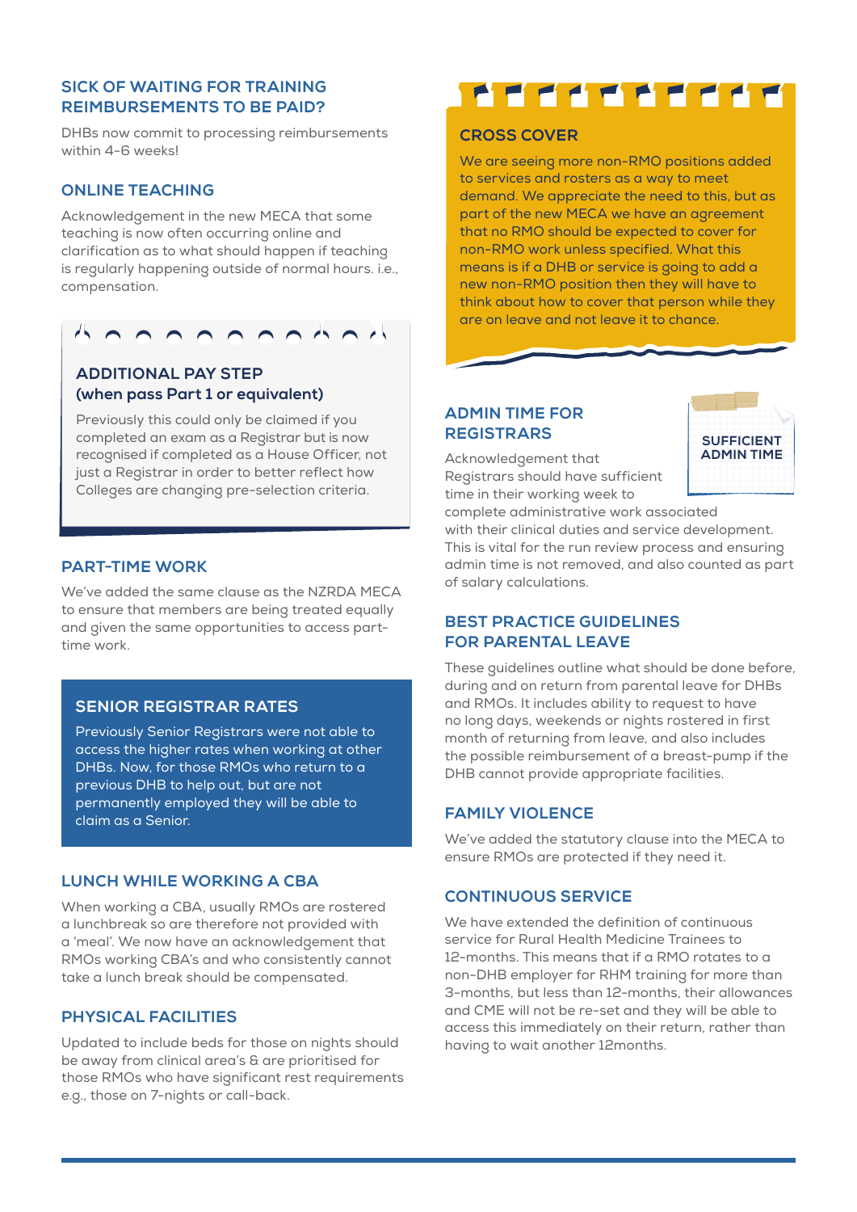## SICK OF WAITING FOR TRAINING REIMBURSEMENTS TO BE PAID?

DHBs now commit to processing reimbursements within 4-6 weeks!

## ONLINE TEACHING

Acknowledgement in the new MECA that some teaching is now often occurring online and clarification as to what should happen if teaching is regularly happening outside of normal hours. i.e., compensation.

## ADDITIONAL PAY STEP (when pass Part 1 or equivalent)

Previously this could only be claimed if you completed an exam as a Registrar but is now recognised if completed as a House Officer, not just a Registrar in order to better reflect how Colleges are changing pre-selection criteria.

## PART-TIME WORK

We've added the same clause as the NZRDA MECA to ensure that members are being treated equally and given the same opportunities to access part-time work.

## SENIOR REGISTRAR RATES

Previously Senior Registrars were not able to access the higher rates when working at other DHBs. Now, for those RMOs who return to a previous DHB to help out, but are not permanently employed they will be able to claim as a Senior.

## LUNCH WHILE WORKING A CBA

When working a CBA, usually RMOs are rostered a lunchbreak so are therefore not provided with a 'meal'. We now have an acknowledgement that RMOs working CBA's and who consistently cannot take a lunch break should be compensated.

## PHYSICAL FACILITIES

Updated to include beds for those on nights should be away from clinical area's & are prioritised for those RMOs who have significant rest requirements e.g., those on 7-nights or call-back.

## CROSS COVER

We are seeing more non-RMO positions added to services and rosters as a way to meet demand. We appreciate the need to this, but as part of the new MECA we have an agreement that no RMO should be expected to cover for non-RMO work unless specified. What this means is if a DHB or service is going to add a new non-RMO position then they will have to think about how to cover that person while they are on leave and not leave it to chance.

## ADMIN TIME FOR REGISTRARS

SUFFICIENT ADMIN TIME

Acknowledgement that Registrars should have sufficient time in their working week to complete administrative work associated with their clinical duties and service development. This is vital for the run review process and ensuring admin time is not removed, and also counted as part of salary calculations.

## BEST PRACTICE GUIDELINES FOR PARENTAL LEAVE

These guidelines outline what should be done before, during and on return from parental leave for DHBs and RMOs. It includes ability to request to have no long days, weekends or nights rostered in first month of returning from leave, and also includes the possible reimbursement of a breast-pump if the DHB cannot provide appropriate facilities.

## FAMILY VIOLENCE

We've added the statutory clause into the MECA to ensure RMOs are protected if they need it.

## CONTINUOUS SERVICE

We have extended the definition of continuous service for Rural Health Medicine Trainees to 12-months. This means that if a RMO rotates to a non-DHB employer for RHM training for more than 3-months, but less than 12-months, their allowances and CME will not be re-set and they will be able to access this immediately on their return, rather than having to wait another 12months.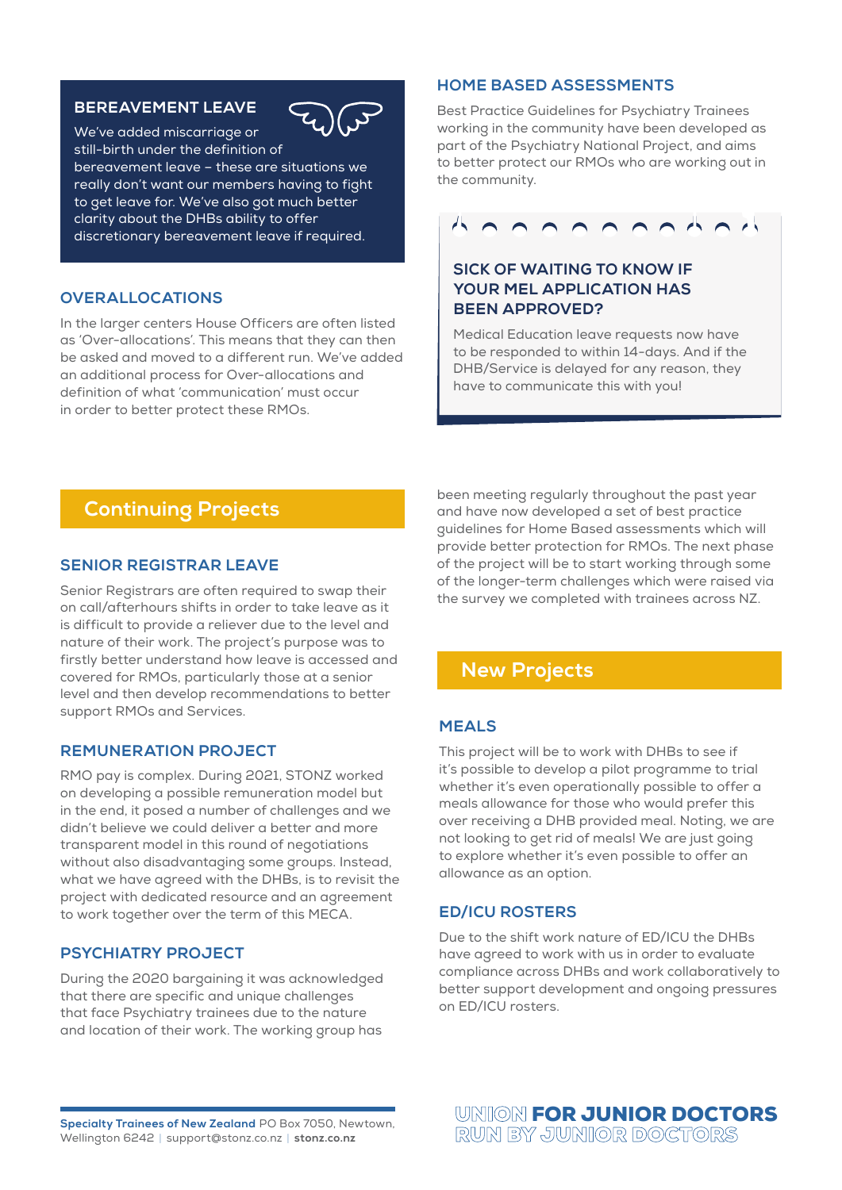## BEREAVEMENT LEAVE

We've added miscarriage or still-birth under the definition of bereavement leave – these are situations we really don't want our members having to fight to get leave for. We've also got much better clarity about the DHBs ability to offer discretionary bereavement leave if required.

## OVERALLOCATIONS

In the larger centers House Officers are often listed as 'Over-allocations'. This means that they can then be asked and moved to a different run. We've added an additional process for Over-allocations and definition of what 'communication' must occur in order to better protect these RMOs.

## HOME BASED ASSESSMENTS

Best Practice Guidelines for Psychiatry Trainees working in the community have been developed as part of the Psychiatry National Project, and aims to better protect our RMOs who are working out in the community.

### SICK OF WAITING TO KNOW IF YOUR MEL APPLICATION HAS BEEN APPROVED?

Medical Education leave requests now have to be responded to within 14-days. And if the DHB/Service is delayed for any reason, they have to communicate this with you!

# Continuing Projects

## SENIOR REGISTRAR LEAVE

Senior Registrars are often required to swap their on call/afterhours shifts in order to take leave as it is difficult to provide a reliever due to the level and nature of their work. The project's purpose was to firstly better understand how leave is accessed and covered for RMOs, particularly those at a senior level and then develop recommendations to better support RMOs and Services.

## REMUNERATION PROJECT

RMO pay is complex. During 2021, STONZ worked on developing a possible remuneration model but in the end, it posed a number of challenges and we didn't believe we could deliver a better and more transparent model in this round of negotiations without also disadvantaging some groups. Instead, what we have agreed with the DHBs, is to revisit the project with dedicated resource and an agreement to work together over the term of this MECA.

## PSYCHIATRY PROJECT

During the 2020 bargaining it was acknowledged that there are specific and unique challenges that face Psychiatry trainees due to the nature and location of their work. The working group has been meeting regularly throughout the past year and have now developed a set of best practice guidelines for Home Based assessments which will provide better protection for RMOs. The next phase of the project will be to start working through some of the longer-term challenges which were raised via the survey we completed with trainees across NZ.

# New Projects

## MEALS

This project will be to work with DHBs to see if it's possible to develop a pilot programme to trial whether it's even operationally possible to offer a meals allowance for those who would prefer this over receiving a DHB provided meal. Noting, we are not looking to get rid of meals! We are just going to explore whether it's even possible to offer an allowance as an option.

## ED/ICU ROSTERS

Due to the shift work nature of ED/ICU the DHBs have agreed to work with us in order to evaluate compliance across DHBs and work collaboratively to better support development and ongoing pressures on ED/ICU rosters.

**Specialty Trainees of New Zealand** PO Box 7050, Newtown, Wellington 6242 | support@stonz.co.nz | **stonz.co.nz**

UNION **FOR JUNIOR DOCTORS**
RUN BY JUNIOR DOCTORS